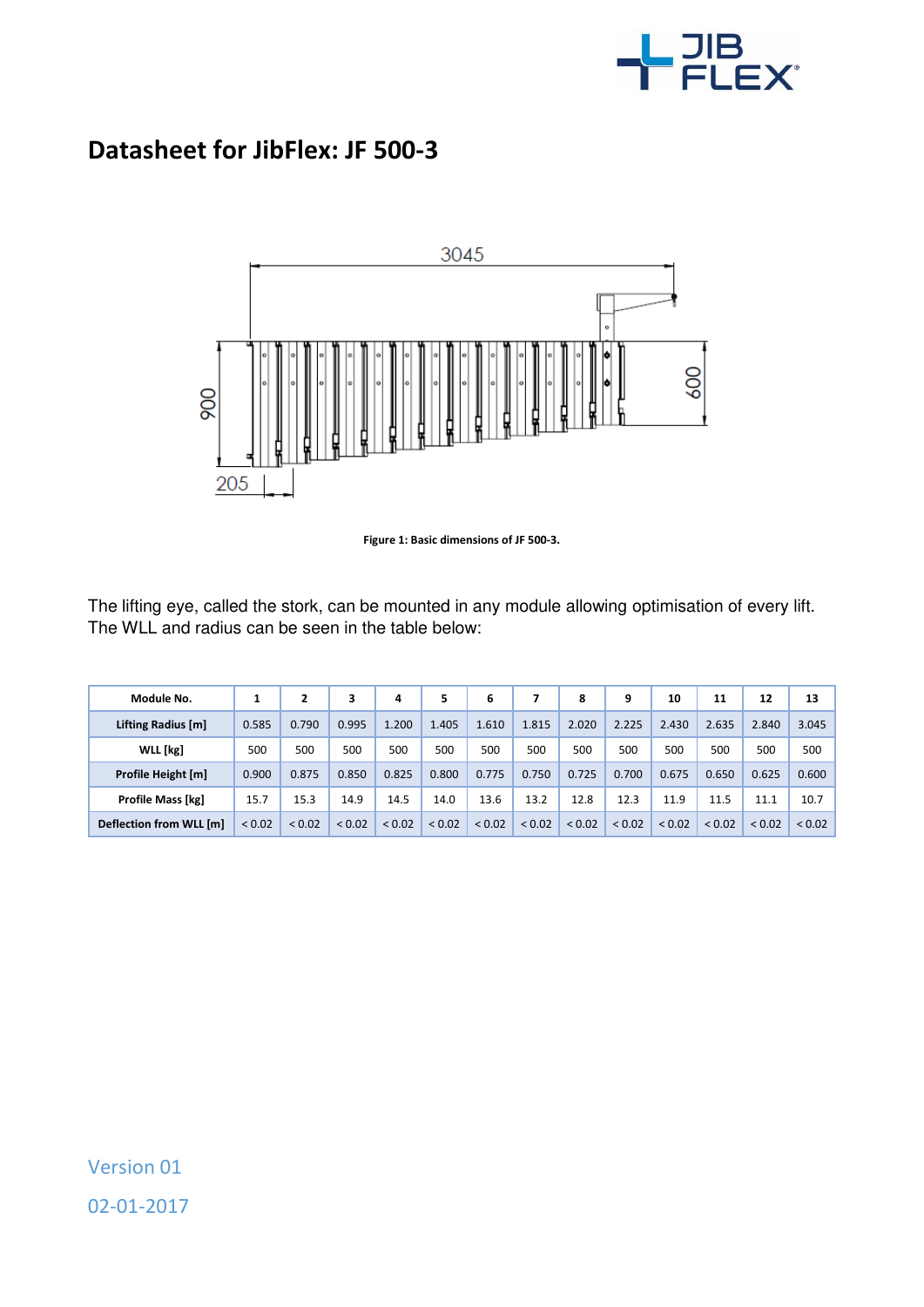# Datasheet for JibFlex: JF 500-3

Figure 1: Basic dimensions of JF 500-3.

The lifting eye, called the stork, can be mounted in any module allowing optimisation of every lift. The WLL and radius can be seen in the table below:

| Module No. | 1 | 2 | 3 | 4 | 5 | 6 | 7 | 8 | 9 | 10 | 11 | 12 | 13 |
|---|---|---|---|---|---|---|---|---|---|---|---|---|---|
| Lifting Radius [m] | 0.585 | 0.790 | 0.995 | 1.200 | 1.405 | 1.610 | 1.815 | 2.020 | 2.225 | 2.430 | 2.635 | 2.840 | 3.045 |
| WLL [kg] | 500 | 500 | 500 | 500 | 500 | 500 | 500 | 500 | 500 | 500 | 500 | 500 | 500 |
| Profile Height [m] | 0.900 | 0.875 | 0.850 | 0.825 | 0.800 | 0.775 | 0.750 | 0.725 | 0.700 | 0.675 | 0.650 | 0.625 | 0.600 |
| Profile Mass [kg] | 15.7 | 15.3 | 14.9 | 14.5 | 14.0 | 13.6 | 13.2 | 12.8 | 12.3 | 11.9 | 11.5 | 11.1 | 10.7 |
| Deflection from WLL [m] | < 0.02 | < 0.02 | < 0.02 | < 0.02 | < 0.02 | < 0.02 | < 0.02 | < 0.02 | < 0.02 | < 0.02 | < 0.02 | < 0.02 | < 0.02 |

Version 01

02-01-2017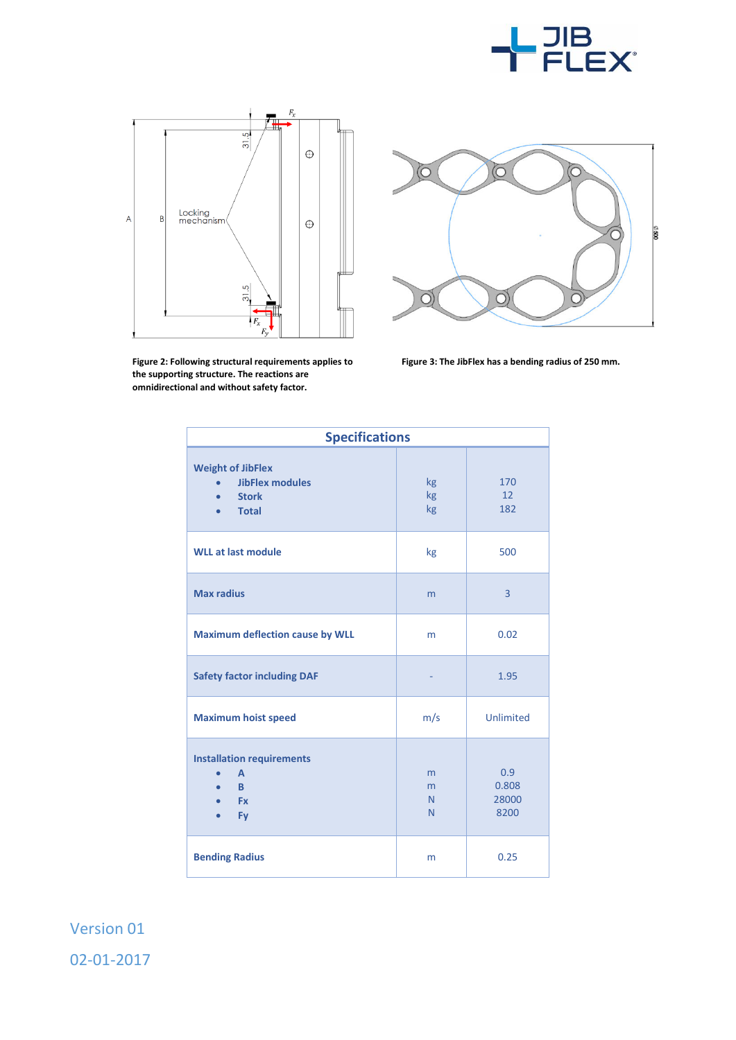Figure 2: Following structural requirements applies to the supporting structure. The reactions are omnidirectional and without safety factor.

Figure 3: The JibFlex has a bending radius of 250 mm.

| Specifications | | |
|---|---|---|
| **Weight of JibFlex**<br>• **JibFlex modules**<br>• **Stork**<br>• **Total** | kg<br>kg<br>kg | 170<br>12<br>182 |
| **WLL at last module** | kg | 500 |
| **Max radius** | m | 3 |
| **Maximum deflection cause by WLL** | m | 0.02 |
| **Safety factor including DAF** | - | 1.95 |
| **Maximum hoist speed** | m/s | Unlimited |
| **Installation requirements**<br>• **A**<br>• **B**<br>• **Fx**<br>• **Fy** | m<br>m<br>N<br>N | 0.9<br>0.808<br>28000<br>8200 |
| **Bending Radius** | m | 0.25 |

Version 01

02-01-2017